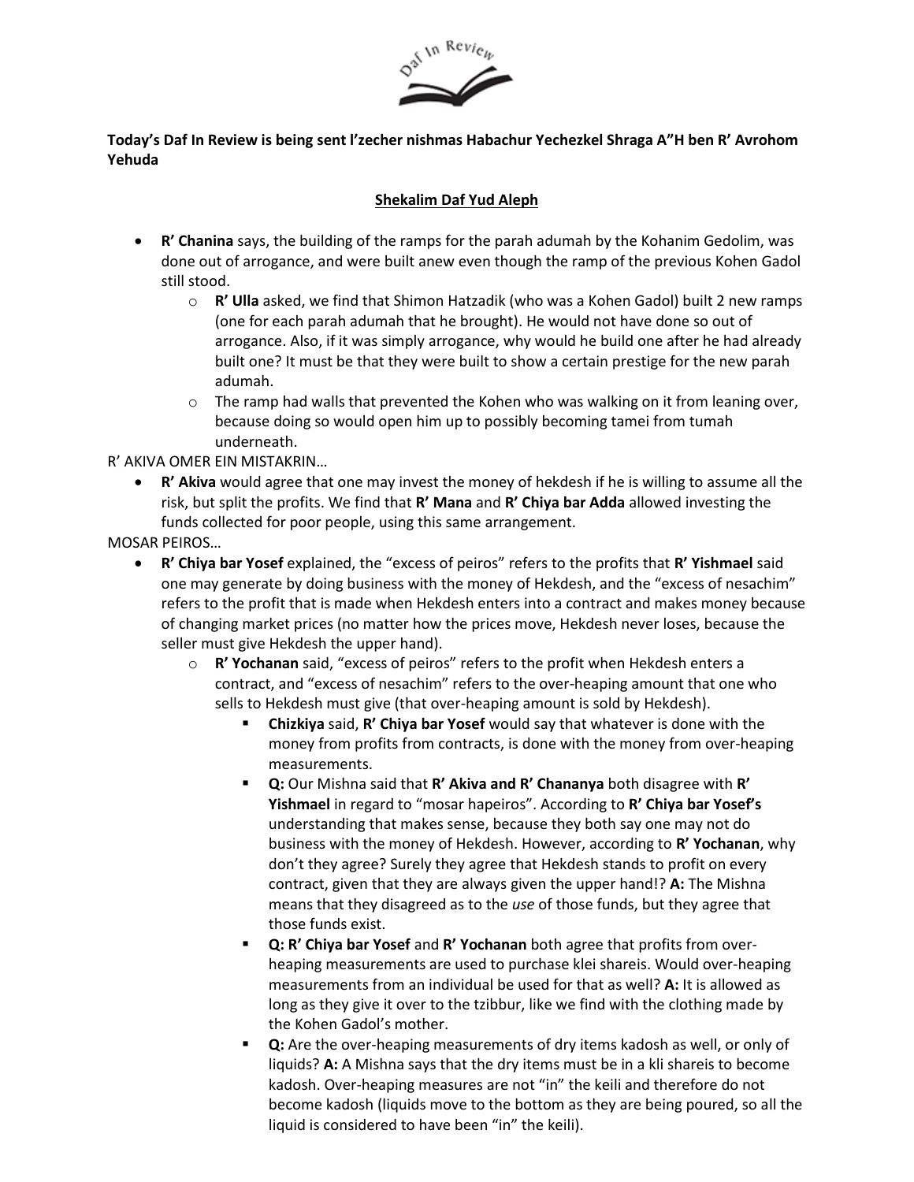**Today's Daf In Review is being sent l'zecher nishmas Habachur Yechezkel Shraga A"H ben R' Avrohom Yehuda**

## Shekalim Daf Yud Aleph

- **R' Chanina** says, the building of the ramps for the parah adumah by the Kohanim Gedolim, was done out of arrogance, and were built anew even though the ramp of the previous Kohen Gadol still stood.
  - **R' Ulla** asked, we find that Shimon Hatzadik (who was a Kohen Gadol) built 2 new ramps (one for each parah adumah that he brought). He would not have done so out of arrogance. Also, if it was simply arrogance, why would he build one after he had already built one? It must be that they were built to show a certain prestige for the new parah adumah.
  - The ramp had walls that prevented the Kohen who was walking on it from leaning over, because doing so would open him up to possibly becoming tamei from tumah underneath.

R' AKIVA OMER EIN MISTAKRIN…

- **R' Akiva** would agree that one may invest the money of hekdesh if he is willing to assume all the risk, but split the profits. We find that **R' Mana** and **R' Chiya bar Adda** allowed investing the funds collected for poor people, using this same arrangement.

MOSAR PEIROS…

- **R' Chiya bar Yosef** explained, the "excess of peiros" refers to the profits that **R' Yishmael** said one may generate by doing business with the money of Hekdesh, and the "excess of nesachim" refers to the profit that is made when Hekdesh enters into a contract and makes money because of changing market prices (no matter how the prices move, Hekdesh never loses, because the seller must give Hekdesh the upper hand).
  - **R' Yochanan** said, "excess of peiros" refers to the profit when Hekdesh enters a contract, and "excess of nesachim" refers to the over-heaping amount that one who sells to Hekdesh must give (that over-heaping amount is sold by Hekdesh).
    - **Chizkiya** said, **R' Chiya bar Yosef** would say that whatever is done with the money from profits from contracts, is done with the money from over-heaping measurements.
    - **Q:** Our Mishna said that **R' Akiva and R' Chananya** both disagree with **R' Yishmael** in regard to "mosar hapeiros". According to **R' Chiya bar Yosef's** understanding that makes sense, because they both say one may not do business with the money of Hekdesh. However, according to **R' Yochanan**, why don't they agree? Surely they agree that Hekdesh stands to profit on every contract, given that they are always given the upper hand!? **A:** The Mishna means that they disagreed as to the *use* of those funds, but they agree that those funds exist.
    - **Q: R' Chiya bar Yosef** and **R' Yochanan** both agree that profits from over-heaping measurements are used to purchase klei shareis. Would over-heaping measurements from an individual be used for that as well? **A:** It is allowed as long as they give it over to the tzibbur, like we find with the clothing made by the Kohen Gadol's mother.
    - **Q:** Are the over-heaping measurements of dry items kadosh as well, or only of liquids? **A:** A Mishna says that the dry items must be in a kli shareis to become kadosh. Over-heaping measures are not "in" the keili and therefore do not become kadosh (liquids move to the bottom as they are being poured, so all the liquid is considered to have been "in" the keili).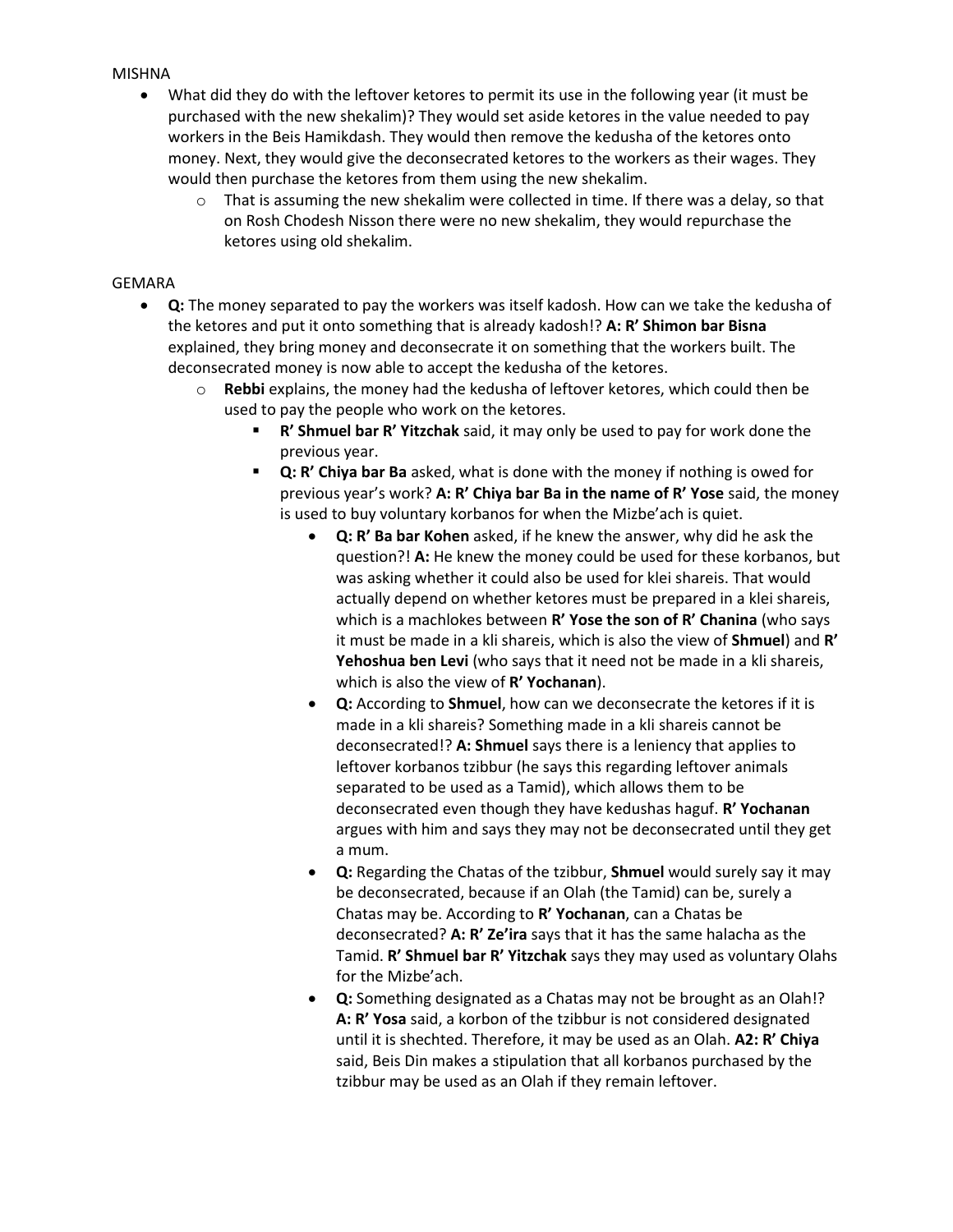MISHNA

- What did they do with the leftover ketores to permit its use in the following year (it must be purchased with the new shekalim)? They would set aside ketores in the value needed to pay workers in the Beis Hamikdash. They would then remove the kedusha of the ketores onto money. Next, they would give the deconsecrated ketores to the workers as their wages. They would then purchase the ketores from them using the new shekalim.
    - That is assuming the new shekalim were collected in time. If there was a delay, so that on Rosh Chodesh Nisson there were no new shekalim, they would repurchase the ketores using old shekalim.

GEMARA

- **Q:** The money separated to pay the workers was itself kadosh. How can we take the kedusha of the ketores and put it onto something that is already kadosh!? **A: R' Shimon bar Bisna** explained, they bring money and deconsecrate it on something that the workers built. The deconsecrated money is now able to accept the kedusha of the ketores.
    - **Rebbi** explains, the money had the kedusha of leftover ketores, which could then be used to pay the people who work on the ketores.
        - **R' Shmuel bar R' Yitzchak** said, it may only be used to pay for work done the previous year.
        - **Q: R' Chiya bar Ba** asked, what is done with the money if nothing is owed for previous year's work? **A: R' Chiya bar Ba in the name of R' Yose** said, the money is used to buy voluntary korbanos for when the Mizbe'ach is quiet.
            - **Q: R' Ba bar Kohen** asked, if he knew the answer, why did he ask the question?! **A:** He knew the money could be used for these korbanos, but was asking whether it could also be used for klei shareis. That would actually depend on whether ketores must be prepared in a klei shareis, which is a machlokes between **R' Yose the son of R' Chanina** (who says it must be made in a kli shareis, which is also the view of **Shmuel**) and **R' Yehoshua ben Levi** (who says that it need not be made in a kli shareis, which is also the view of **R' Yochanan**).
            - **Q:** According to **Shmuel**, how can we deconsecrate the ketores if it is made in a kli shareis? Something made in a kli shareis cannot be deconsecrated!? **A: Shmuel** says there is a leniency that applies to leftover korbanos tzibbur (he says this regarding leftover animals separated to be used as a Tamid), which allows them to be deconsecrated even though they have kedushas haguf. **R' Yochanan** argues with him and says they may not be deconsecrated until they get a mum.
            - **Q:** Regarding the Chatas of the tzibbur, **Shmuel** would surely say it may be deconsecrated, because if an Olah (the Tamid) can be, surely a Chatas may be. According to **R' Yochanan**, can a Chatas be deconsecrated? **A: R' Ze'ira** says that it has the same halacha as the Tamid. **R' Shmuel bar R' Yitzchak** says they may used as voluntary Olahs for the Mizbe'ach.
            - **Q:** Something designated as a Chatas may not be brought as an Olah!? **A: R' Yosa** said, a korbon of the tzibbur is not considered designated until it is shechted. Therefore, it may be used as an Olah. **A2: R' Chiya** said, Beis Din makes a stipulation that all korbanos purchased by the tzibbur may be used as an Olah if they remain leftover.